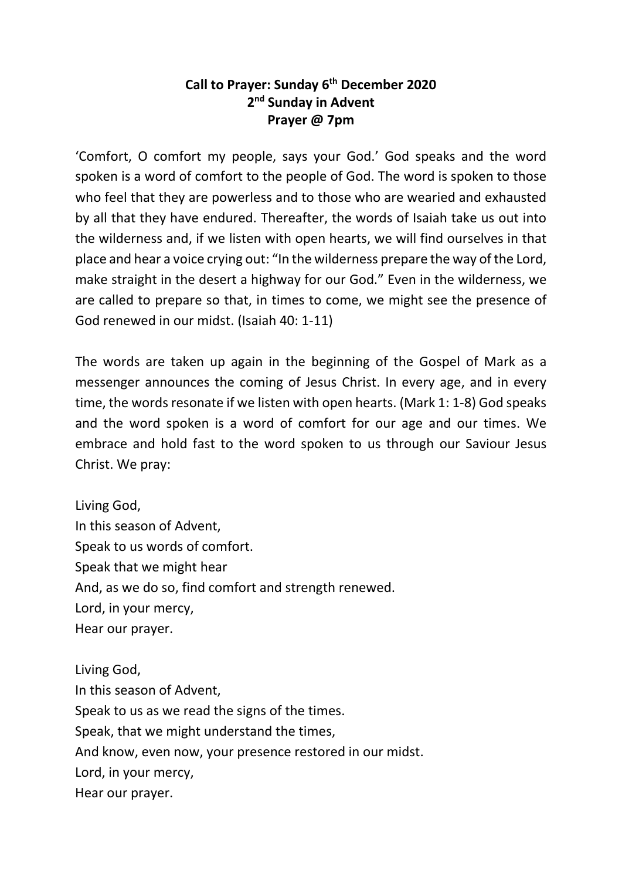**Call to Prayer: Sunday 6th December 2020**
**2nd Sunday in Advent**
**Prayer @ 7pm**

'Comfort, O comfort my people, says your God.' God speaks and the word spoken is a word of comfort to the people of God. The word is spoken to those who feel that they are powerless and to those who are wearied and exhausted by all that they have endured. Thereafter, the words of Isaiah take us out into the wilderness and, if we listen with open hearts, we will find ourselves in that place and hear a voice crying out: "In the wilderness prepare the way of the Lord, make straight in the desert a highway for our God." Even in the wilderness, we are called to prepare so that, in times to come, we might see the presence of God renewed in our midst. (Isaiah 40: 1-11)

The words are taken up again in the beginning of the Gospel of Mark as a messenger announces the coming of Jesus Christ. In every age, and in every time, the words resonate if we listen with open hearts. (Mark 1: 1-8) God speaks and the word spoken is a word of comfort for our age and our times. We embrace and hold fast to the word spoken to us through our Saviour Jesus Christ. We pray:

Living God,
In this season of Advent,
Speak to us words of comfort.
Speak that we might hear
And, as we do so, find comfort and strength renewed.
Lord, in your mercy,
Hear our prayer.

Living God,
In this season of Advent,
Speak to us as we read the signs of the times.
Speak, that we might understand the times,
And know, even now, your presence restored in our midst.
Lord, in your mercy,
Hear our prayer.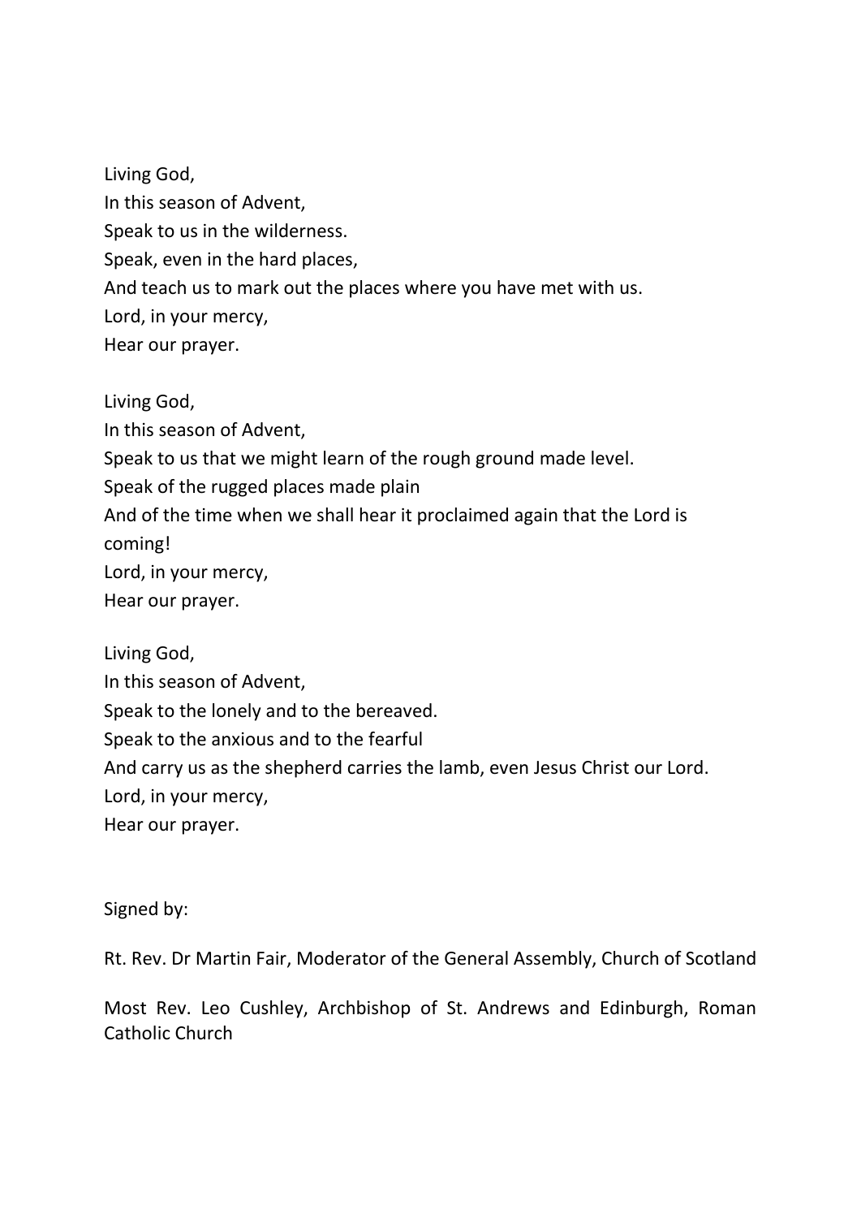Living God,  
In this season of Advent,  
Speak to us in the wilderness.  
Speak, even in the hard places,  
And teach us to mark out the places where you have met with us.  
Lord, in your mercy,  
Hear our prayer.

Living God,  
In this season of Advent,  
Speak to us that we might learn of the rough ground made level.  
Speak of the rugged places made plain  
And of the time when we shall hear it proclaimed again that the Lord is coming!  
Lord, in your mercy,  
Hear our prayer.

Living God,  
In this season of Advent,  
Speak to the lonely and to the bereaved.  
Speak to the anxious and to the fearful  
And carry us as the shepherd carries the lamb, even Jesus Christ our Lord.  
Lord, in your mercy,  
Hear our prayer.

Signed by:

Rt. Rev. Dr Martin Fair, Moderator of the General Assembly, Church of Scotland

Most Rev. Leo Cushley, Archbishop of St. Andrews and Edinburgh, Roman Catholic Church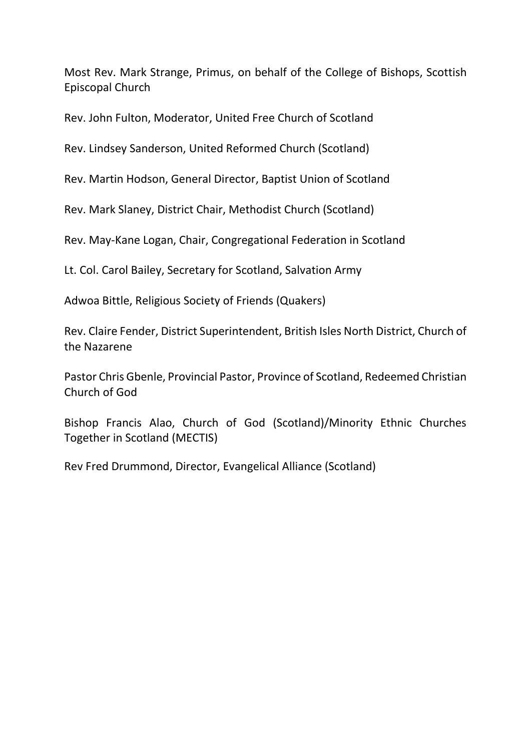Most Rev. Mark Strange, Primus, on behalf of the College of Bishops, Scottish Episcopal Church

Rev. John Fulton, Moderator, United Free Church of Scotland

Rev. Lindsey Sanderson, United Reformed Church (Scotland)

Rev. Martin Hodson, General Director, Baptist Union of Scotland

Rev. Mark Slaney, District Chair, Methodist Church (Scotland)

Rev. May-Kane Logan, Chair, Congregational Federation in Scotland

Lt. Col. Carol Bailey, Secretary for Scotland, Salvation Army

Adwoa Bittle, Religious Society of Friends (Quakers)

Rev. Claire Fender, District Superintendent, British Isles North District, Church of the Nazarene

Pastor Chris Gbenle, Provincial Pastor, Province of Scotland, Redeemed Christian Church of God

Bishop Francis Alao, Church of God (Scotland)/Minority Ethnic Churches Together in Scotland (MECTIS)

Rev Fred Drummond, Director, Evangelical Alliance (Scotland)